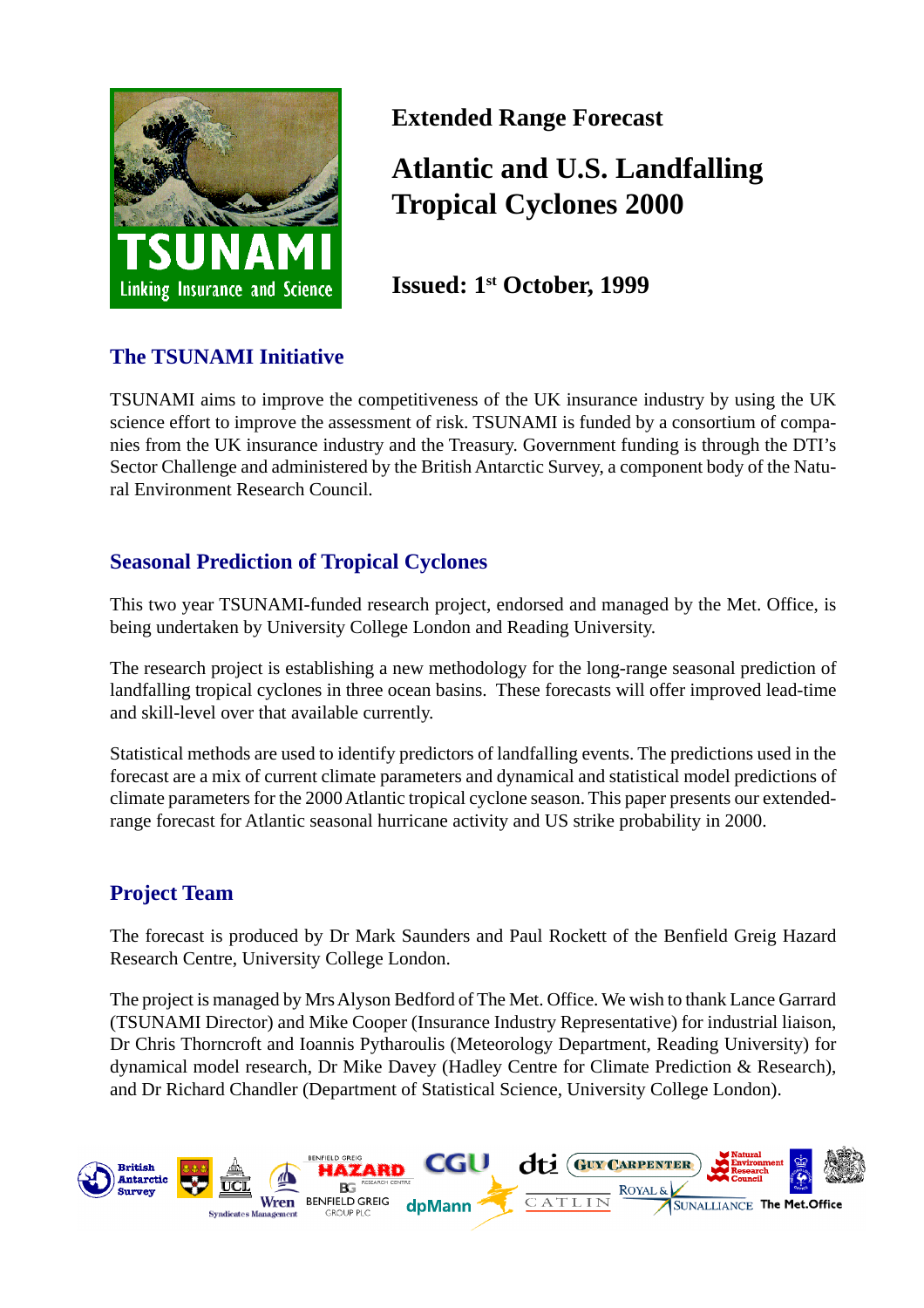TSUNAMI

Linking Insurance and Science

**Extended Range Forecast**

# Atlantic and U.S. Landfalling Tropical Cyclones 2000

**Issued: 1st October, 1999**

## The TSUNAMI Initiative

TSUNAMI aims to improve the competitiveness of the UK insurance industry by using the UK science effort to improve the assessment of risk. TSUNAMI is funded by a consortium of companies from the UK insurance industry and the Treasury. Government funding is through the DTI's Sector Challenge and administered by the British Antarctic Survey, a component body of the Natural Environment Research Council.

## Seasonal Prediction of Tropical Cyclones

This two year TSUNAMI-funded research project, endorsed and managed by the Met. Office, is being undertaken by University College London and Reading University.

The research project is establishing a new methodology for the long-range seasonal prediction of landfalling tropical cyclones in three ocean basins. These forecasts will offer improved lead-time and skill-level over that available currently.

Statistical methods are used to identify predictors of landfalling events. The predictions used in the forecast are a mix of current climate parameters and dynamical and statistical model predictions of climate parameters for the 2000 Atlantic tropical cyclone season. This paper presents our extended-range forecast for Atlantic seasonal hurricane activity and US strike probability in 2000.

## Project Team

The forecast is produced by Dr Mark Saunders and Paul Rockett of the Benfield Greig Hazard Research Centre, University College London.

The project is managed by Mrs Alyson Bedford of The Met. Office. We wish to thank Lance Garrard (TSUNAMI Director) and Mike Cooper (Insurance Industry Representative) for industrial liaison, Dr Chris Thorncroft and Ioannis Pytharoulis (Meteorology Department, Reading University) for dynamical model research, Dr Mike Davey (Hadley Centre for Climate Prediction & Research), and Dr Richard Chandler (Department of Statistical Science, University College London).

British Antarctic Survey | UCL | Wren Syndicates Management | Benfield Greig Hazard Research Centre | Benfield Greig Group PLC | CGU | dpMann | dti | Guy Carpenter | Catlin | Royal & SunAlliance | Natural Environment Research Council | The Met.Office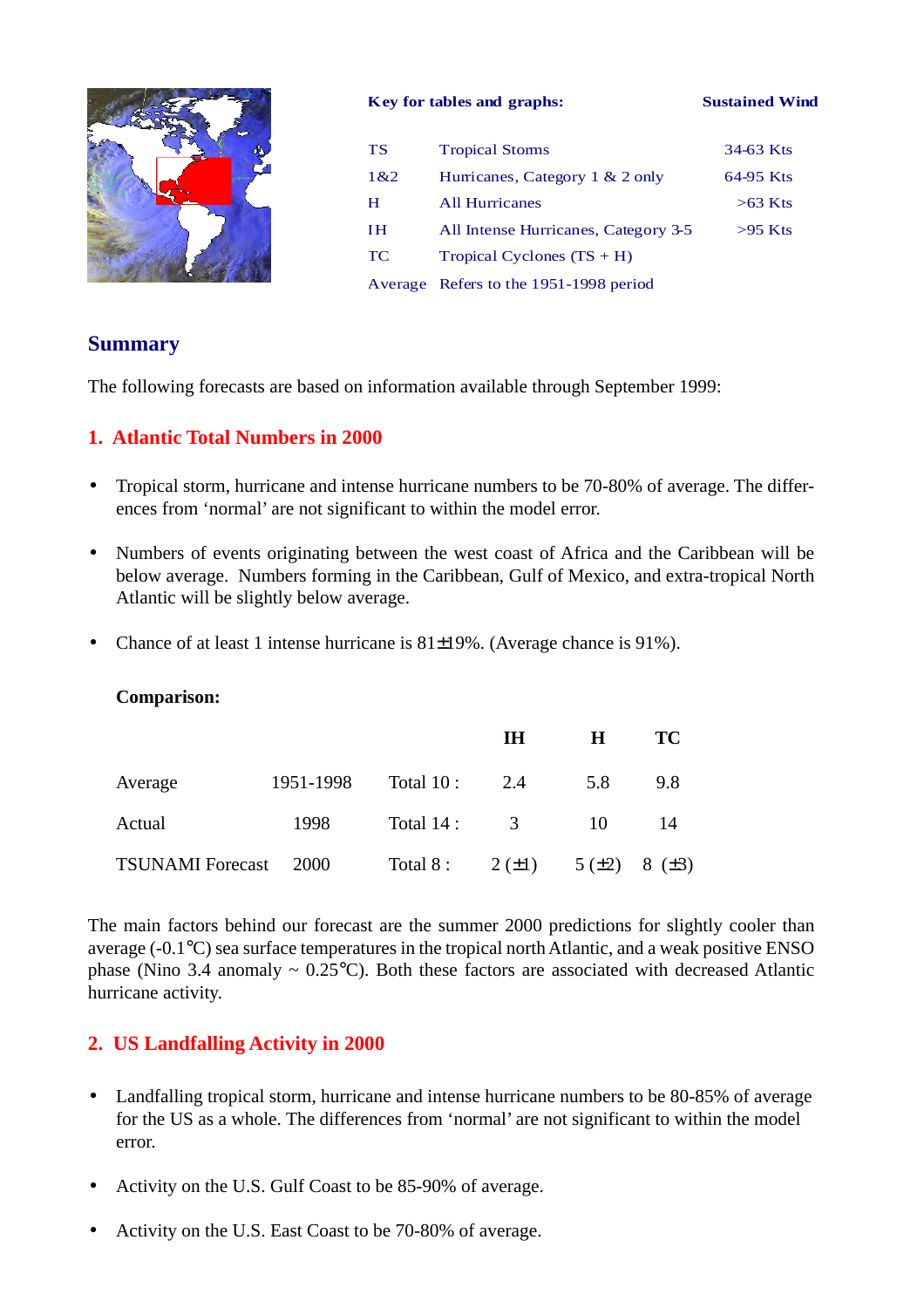**Key for tables and graphs:**

| | | Sustained Wind |
|---|---|---|
| TS | Tropical Storms | 34-63 Kts |
| 1&2 | Hurricanes, Category 1 & 2 only | 64-95 Kts |
| H | All Hurricanes | >63 Kts |
| IH | All Intense Hurricanes, Category 3-5 | >95 Kts |
| TC | Tropical Cyclones (TS + H) | |
| Average | Refers to the 1951-1998 period | |

## Summary

The following forecasts are based on information available through September 1999:

### 1. Atlantic Total Numbers in 2000

- Tropical storm, hurricane and intense hurricane numbers to be 70-80% of average. The differences from 'normal' are not significant to within the model error.
- Numbers of events originating between the west coast of Africa and the Caribbean will be below average. Numbers forming in the Caribbean, Gulf of Mexico, and extra-tropical North Atlantic will be slightly below average.
- Chance of at least 1 intense hurricane is 81±19%. (Average chance is 91%).

**Comparison:**

| | | | IH | H | TC |
|---|---|---|---|---|---|
| Average | 1951-1998 | Total 10 : | 2.4 | 5.8 | 9.8 |
| Actual | 1998 | Total 14 : | 3 | 10 | 14 |
| TSUNAMI Forecast | 2000 | Total 8 : | 2 (±1) | 5 (±2) | 8 (±3) |

The main factors behind our forecast are the summer 2000 predictions for slightly cooler than average (-0.1°C) sea surface temperatures in the tropical north Atlantic, and a weak positive ENSO phase (Nino 3.4 anomaly ~ 0.25°C). Both these factors are associated with decreased Atlantic hurricane activity.

### 2. US Landfalling Activity in 2000

- Landfalling tropical storm, hurricane and intense hurricane numbers to be 80-85% of average for the US as a whole. The differences from 'normal' are not significant to within the model error.
- Activity on the U.S. Gulf Coast to be 85-90% of average.
- Activity on the U.S. East Coast to be 70-80% of average.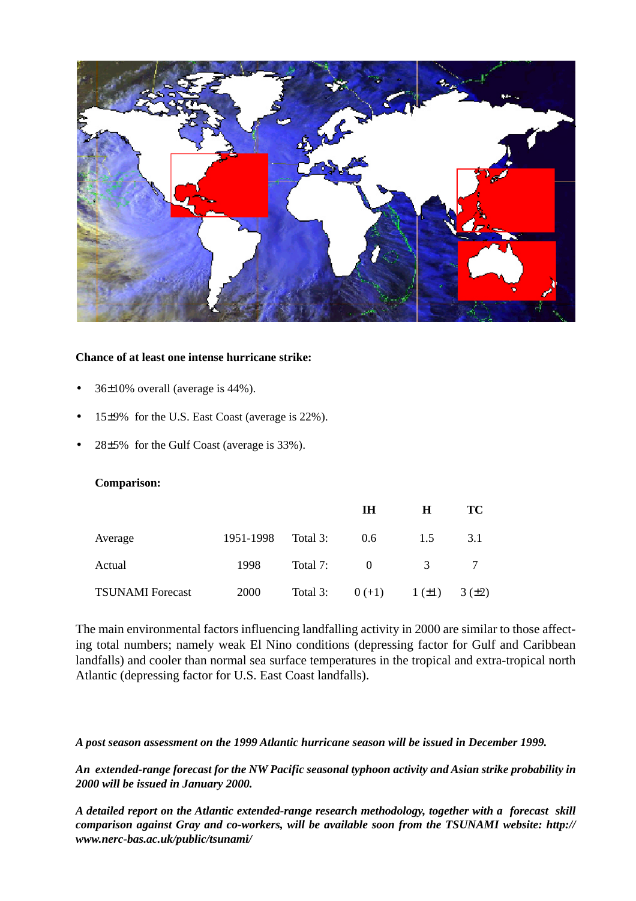**Chance of at least one intense hurricane strike:**

- 36±10% overall (average is 44%).
- 15±9% for the U.S. East Coast (average is 22%).
- 28±5% for the Gulf Coast (average is 33%).

**Comparison:**

| | | | IH | H | TC |
|---|---|---|---|---|---|
| Average | 1951-1998 | Total 3: | 0.6 | 1.5 | 3.1 |
| Actual | 1998 | Total 7: | 0 | 3 | 7 |
| TSUNAMI Forecast | 2000 | Total 3: | 0 (+1) | 1 (±1) | 3 (±2) |

The main environmental factors influencing landfalling activity in 2000 are similar to those affecting total numbers; namely weak El Nino conditions (depressing factor for Gulf and Caribbean landfalls) and cooler than normal sea surface temperatures in the tropical and extra-tropical north Atlantic (depressing factor for U.S. East Coast landfalls).

***A post season assessment on the 1999 Atlantic hurricane season will be issued in December 1999.***

***An extended-range forecast for the NW Pacific seasonal typhoon activity and Asian strike probability in 2000 will be issued in January 2000.***

***A detailed report on the Atlantic extended-range research methodology, together with a forecast skill comparison against Gray and co-workers, will be available soon from the TSUNAMI website: http://www.nerc-bas.ac.uk/public/tsunami/***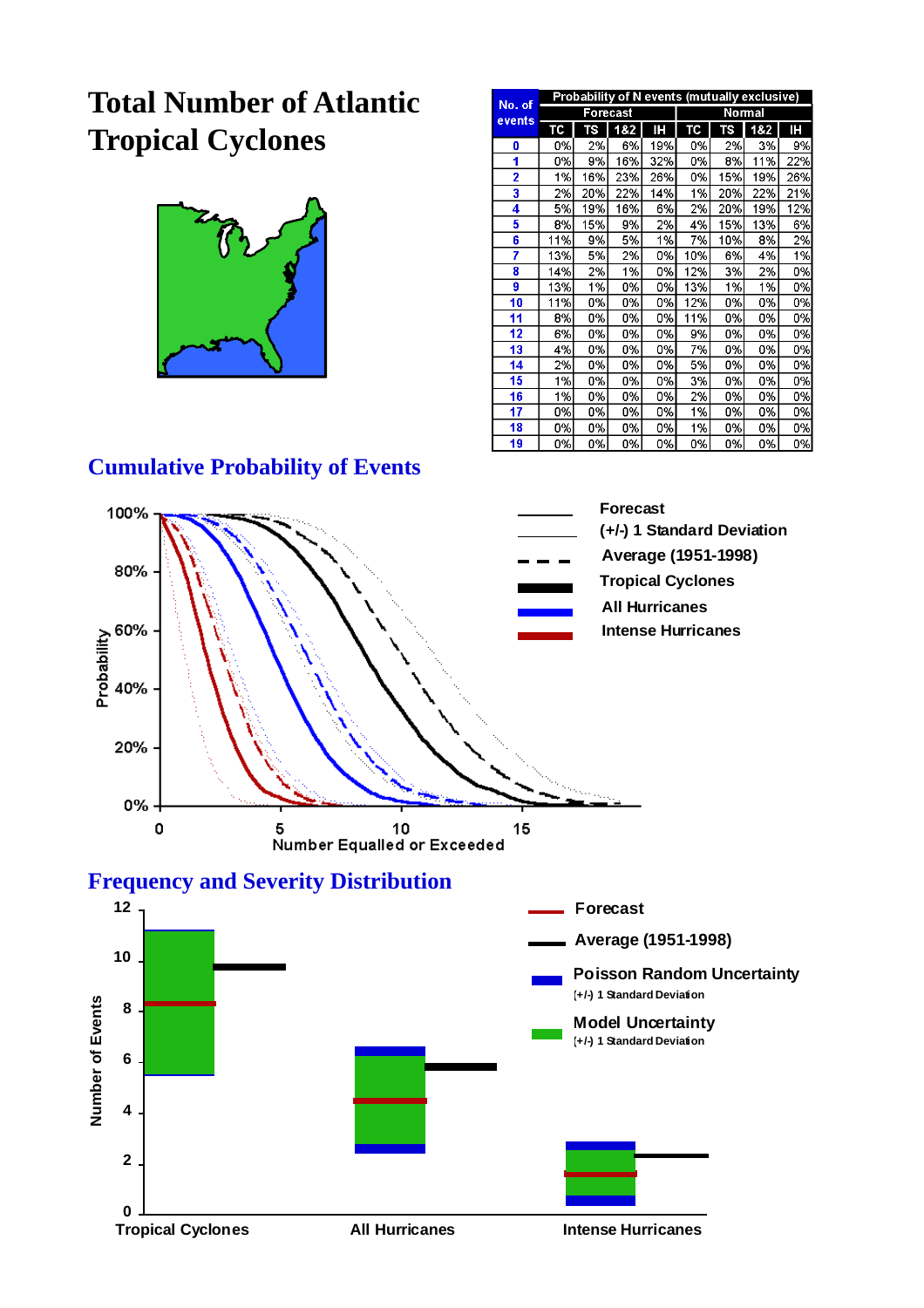# Total Number of Atlantic Tropical Cyclones

| No. of events | Probability of N events (mutually exclusive) | | | | | | | |
|---|---|---|---|---|---|---|---|---|
| | Forecast | | | | Normal | | | |
| | TC | TS | 1&2 | IH | TC | TS | 1&2 | IH |
| 0 | 0% | 2% | 6% | 19% | 0% | 2% | 3% | 9% |
| 1 | 0% | 9% | 16% | 32% | 0% | 8% | 11% | 22% |
| 2 | 1% | 16% | 23% | 26% | 0% | 15% | 19% | 26% |
| 3 | 2% | 20% | 22% | 14% | 1% | 20% | 22% | 21% |
| 4 | 5% | 19% | 16% | 6% | 2% | 20% | 19% | 12% |
| 5 | 8% | 15% | 9% | 2% | 4% | 15% | 13% | 6% |
| 6 | 11% | 9% | 5% | 1% | 7% | 10% | 8% | 2% |
| 7 | 13% | 5% | 2% | 0% | 10% | 6% | 4% | 1% |
| 8 | 14% | 2% | 1% | 0% | 12% | 3% | 2% | 0% |
| 9 | 13% | 1% | 0% | 0% | 13% | 1% | 1% | 0% |
| 10 | 11% | 0% | 0% | 0% | 12% | 0% | 0% | 0% |
| 11 | 8% | 0% | 0% | 0% | 11% | 0% | 0% | 0% |
| 12 | 6% | 0% | 0% | 0% | 9% | 0% | 0% | 0% |
| 13 | 4% | 0% | 0% | 0% | 7% | 0% | 0% | 0% |
| 14 | 2% | 0% | 0% | 0% | 5% | 0% | 0% | 0% |
| 15 | 1% | 0% | 0% | 0% | 3% | 0% | 0% | 0% |
| 16 | 1% | 0% | 0% | 0% | 2% | 0% | 0% | 0% |
| 17 | 0% | 0% | 0% | 0% | 1% | 0% | 0% | 0% |
| 18 | 0% | 0% | 0% | 0% | 1% | 0% | 0% | 0% |
| 19 | 0% | 0% | 0% | 0% | 0% | 0% | 0% | 0% |

## Cumulative Probability of Events

## Frequency and Severity Distribution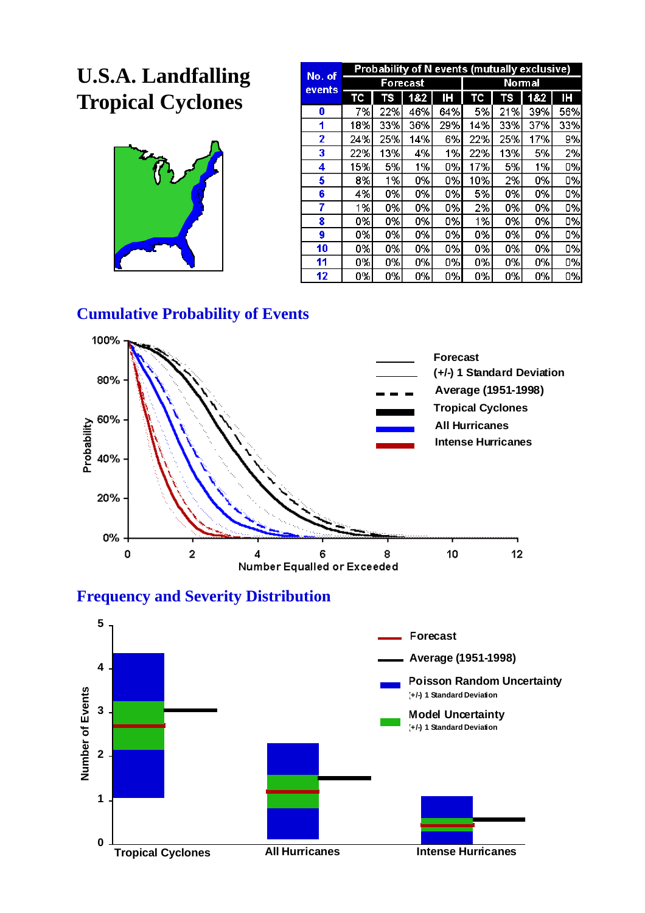# U.S.A. Landfalling Tropical Cyclones

| No. of events | Probability of N events (mutually exclusive) | | | | | | | |
|---|---|---|---|---|---|---|---|---|
| | Forecast | | | | Normal | | | |
| | TC | TS | 1&2 | IH | TC | TS | 1&2 | IH |
| 0 | 7% | 22% | 46% | 64% | 5% | 21% | 39% | 56% |
| 1 | 18% | 33% | 36% | 29% | 14% | 33% | 37% | 33% |
| 2 | 24% | 25% | 14% | 6% | 22% | 25% | 17% | 9% |
| 3 | 22% | 13% | 4% | 1% | 22% | 13% | 5% | 2% |
| 4 | 15% | 5% | 1% | 0% | 17% | 5% | 1% | 0% |
| 5 | 8% | 1% | 0% | 0% | 10% | 2% | 0% | 0% |
| 6 | 4% | 0% | 0% | 0% | 5% | 0% | 0% | 0% |
| 7 | 1% | 0% | 0% | 0% | 2% | 0% | 0% | 0% |
| 8 | 0% | 0% | 0% | 0% | 1% | 0% | 0% | 0% |
| 9 | 0% | 0% | 0% | 0% | 0% | 0% | 0% | 0% |
| 10 | 0% | 0% | 0% | 0% | 0% | 0% | 0% | 0% |
| 11 | 0% | 0% | 0% | 0% | 0% | 0% | 0% | 0% |
| 12 | 0% | 0% | 0% | 0% | 0% | 0% | 0% | 0% |

## Cumulative Probability of Events

## Frequency and Severity Distribution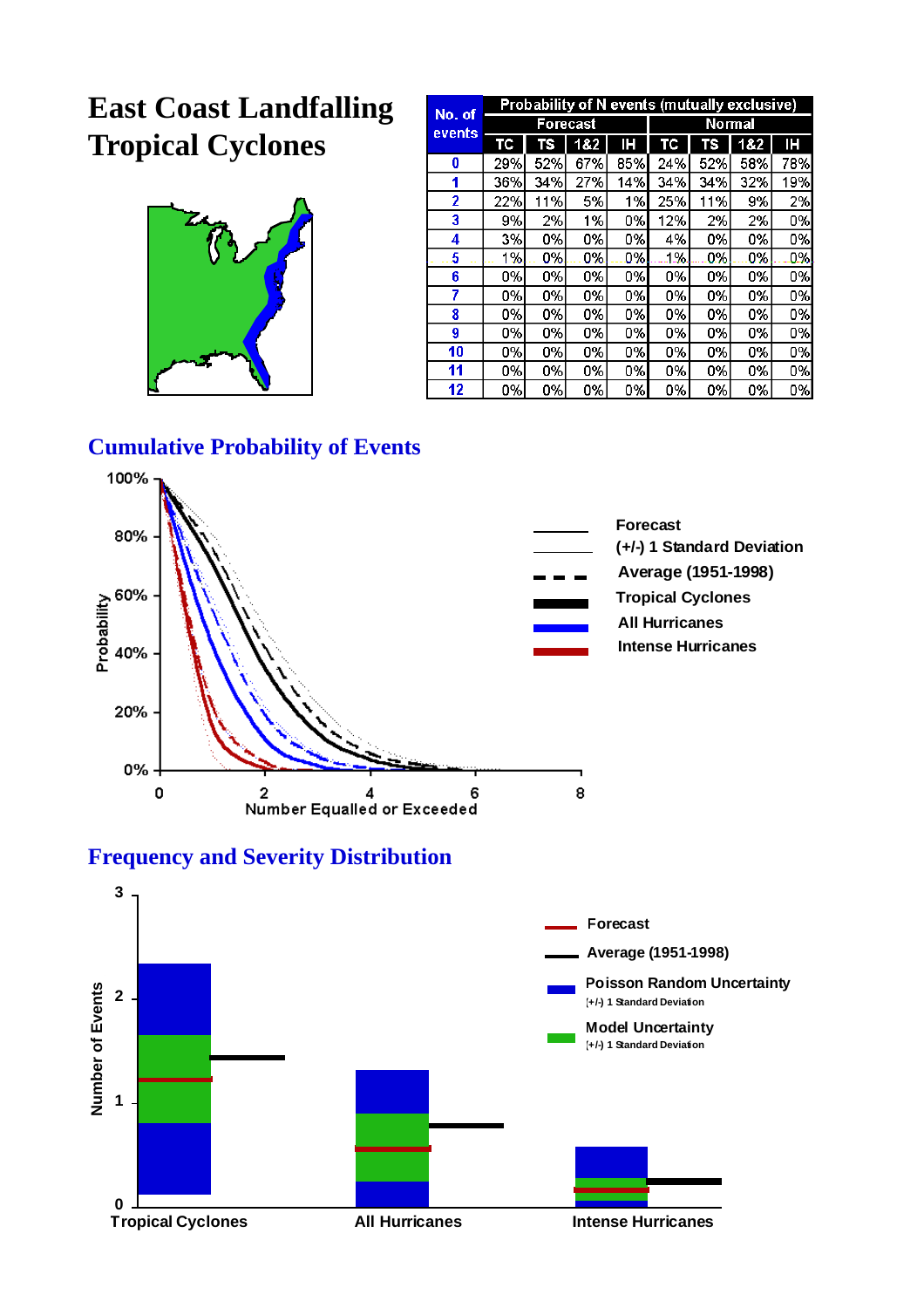# East Coast Landfalling Tropical Cyclones

| No. of events | Probability of N events (mutually exclusive) | | | | | | | |
|---|---|---|---|---|---|---|---|---|
| | Forecast | | | | Normal | | | |
| | TC | TS | 1&2 | IH | TC | TS | 1&2 | IH |
| 0 | 29% | 52% | 67% | 85% | 24% | 52% | 58% | 78% |
| 1 | 36% | 34% | 27% | 14% | 34% | 34% | 32% | 19% |
| 2 | 22% | 11% | 5% | 1% | 25% | 11% | 9% | 2% |
| 3 | 9% | 2% | 1% | 0% | 12% | 2% | 2% | 0% |
| 4 | 3% | 0% | 0% | 0% | 4% | 0% | 0% | 0% |
| 5 | 1% | 0% | 0% | 0% | 1% | 0% | 0% | 0% |
| 6 | 0% | 0% | 0% | 0% | 0% | 0% | 0% | 0% |
| 7 | 0% | 0% | 0% | 0% | 0% | 0% | 0% | 0% |
| 8 | 0% | 0% | 0% | 0% | 0% | 0% | 0% | 0% |
| 9 | 0% | 0% | 0% | 0% | 0% | 0% | 0% | 0% |
| 10 | 0% | 0% | 0% | 0% | 0% | 0% | 0% | 0% |
| 11 | 0% | 0% | 0% | 0% | 0% | 0% | 0% | 0% |
| 12 | 0% | 0% | 0% | 0% | 0% | 0% | 0% | 0% |

## Cumulative Probability of Events

Legend: Forecast; (+/-) 1 Standard Deviation; Average (1951-1998); Tropical Cyclones; All Hurricanes; Intense Hurricanes

Probability (0%–100%) vs. Number Equalled or Exceeded (0–8)

## Frequency and Severity Distribution

Legend: Forecast; Average (1951-1998); Poisson Random Uncertainty (+/-) 1 Standard Deviation; Model Uncertainty (+/-) 1 Standard Deviation

Number of Events (0–3) for Tropical Cyclones, All Hurricanes, Intense Hurricanes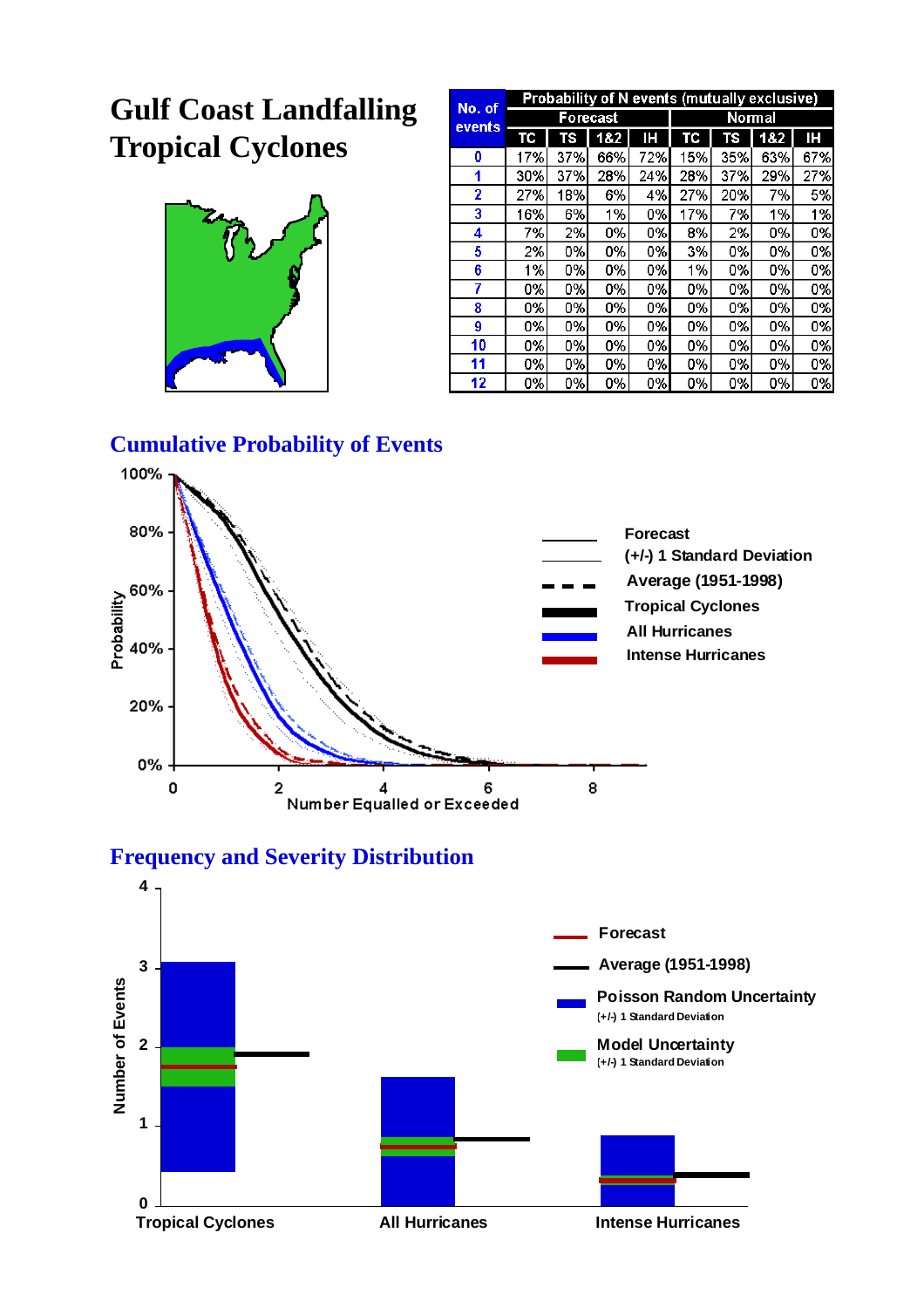# Gulf Coast Landfalling Tropical Cyclones

| No. of events | Probability of N events (mutually exclusive) | | | | | | | |
|---|---|---|---|---|---|---|---|---|
| | Forecast | | | | Normal | | | |
| | TC | TS | 1&2 | IH | TC | TS | 1&2 | IH |
| 0 | 17% | 37% | 66% | 72% | 15% | 35% | 63% | 67% |
| 1 | 30% | 37% | 28% | 24% | 28% | 37% | 29% | 27% |
| 2 | 27% | 18% | 6% | 4% | 27% | 20% | 7% | 5% |
| 3 | 16% | 6% | 1% | 0% | 17% | 7% | 1% | 1% |
| 4 | 7% | 2% | 0% | 0% | 8% | 2% | 0% | 0% |
| 5 | 2% | 0% | 0% | 0% | 3% | 0% | 0% | 0% |
| 6 | 1% | 0% | 0% | 0% | 1% | 0% | 0% | 0% |
| 7 | 0% | 0% | 0% | 0% | 0% | 0% | 0% | 0% |
| 8 | 0% | 0% | 0% | 0% | 0% | 0% | 0% | 0% |
| 9 | 0% | 0% | 0% | 0% | 0% | 0% | 0% | 0% |
| 10 | 0% | 0% | 0% | 0% | 0% | 0% | 0% | 0% |
| 11 | 0% | 0% | 0% | 0% | 0% | 0% | 0% | 0% |
| 12 | 0% | 0% | 0% | 0% | 0% | 0% | 0% | 0% |

## Cumulative Probability of Events

Probability

100%
80%
60%
40%
20%
0%

0 2 4 6 8

Number Equalled or Exceeded

Forecast
(+/-) 1 Standard Deviation
Average (1951-1998)
Tropical Cyclones
All Hurricanes
Intense Hurricanes

## Frequency and Severity Distribution

Number of Events

4
3
2
1
0

Tropical Cyclones
All Hurricanes
Intense Hurricanes

Forecast
Average (1951-1998)
Poisson Random Uncertainty
(+/-) 1 Standard Deviation
Model Uncertainty
(+/-) 1 Standard Deviation